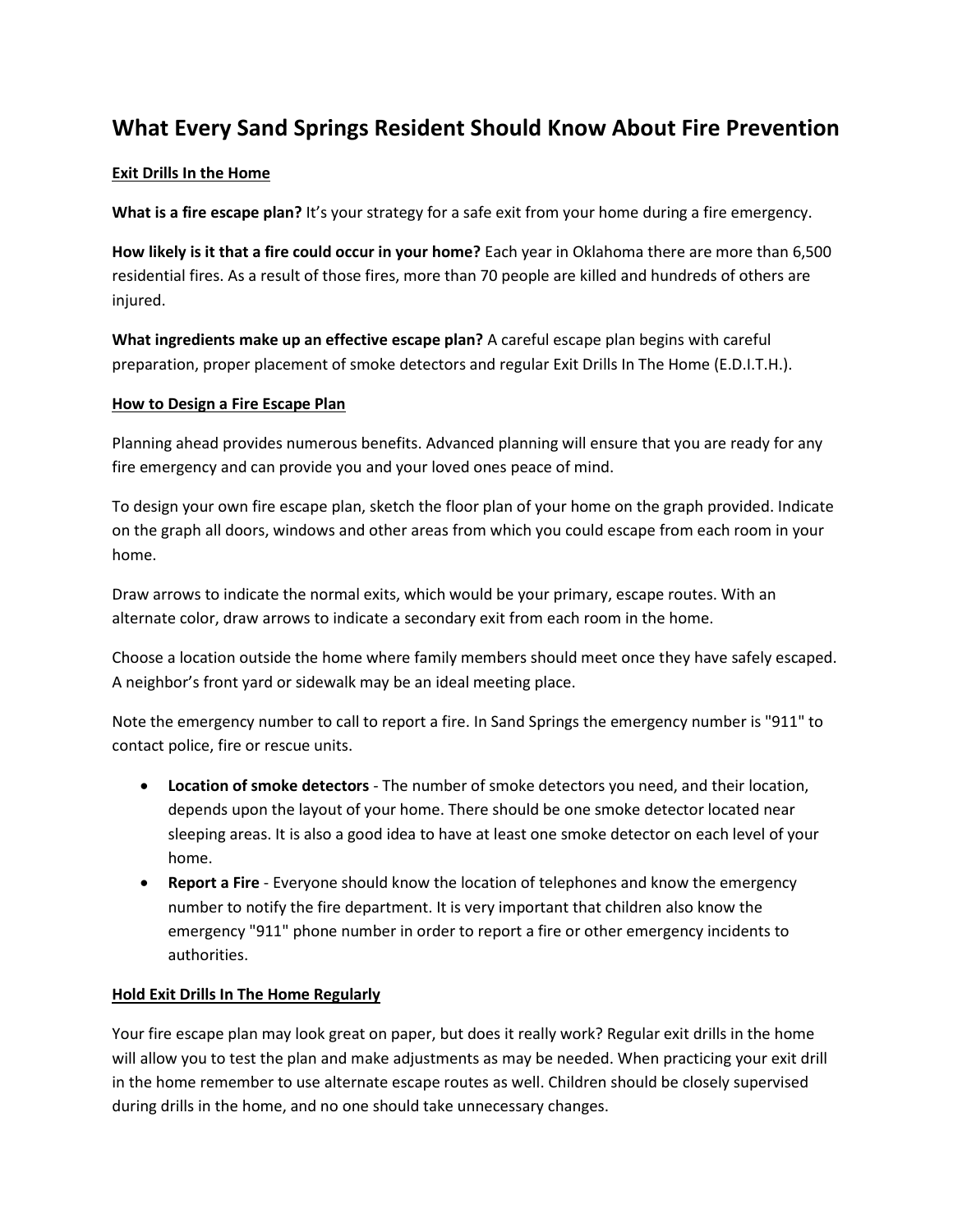# What Every Sand Springs Resident Should Know About Fire Prevention

**Exit Drills In the Home**

**What is a fire escape plan?** It's your strategy for a safe exit from your home during a fire emergency.

**How likely is it that a fire could occur in your home?** Each year in Oklahoma there are more than 6,500 residential fires. As a result of those fires, more than 70 people are killed and hundreds of others are injured.

**What ingredients make up an effective escape plan?** A careful escape plan begins with careful preparation, proper placement of smoke detectors and regular Exit Drills In The Home (E.D.I.T.H.).

**How to Design a Fire Escape Plan**

Planning ahead provides numerous benefits. Advanced planning will ensure that you are ready for any fire emergency and can provide you and your loved ones peace of mind.

To design your own fire escape plan, sketch the floor plan of your home on the graph provided. Indicate on the graph all doors, windows and other areas from which you could escape from each room in your home.

Draw arrows to indicate the normal exits, which would be your primary, escape routes. With an alternate color, draw arrows to indicate a secondary exit from each room in the home.

Choose a location outside the home where family members should meet once they have safely escaped. A neighbor's front yard or sidewalk may be an ideal meeting place.

Note the emergency number to call to report a fire. In Sand Springs the emergency number is "911" to contact police, fire or rescue units.

- **Location of smoke detectors** - The number of smoke detectors you need, and their location, depends upon the layout of your home. There should be one smoke detector located near sleeping areas. It is also a good idea to have at least one smoke detector on each level of your home.
- **Report a Fire** - Everyone should know the location of telephones and know the emergency number to notify the fire department. It is very important that children also know the emergency "911" phone number in order to report a fire or other emergency incidents to authorities.

**Hold Exit Drills In The Home Regularly**

Your fire escape plan may look great on paper, but does it really work? Regular exit drills in the home will allow you to test the plan and make adjustments as may be needed. When practicing your exit drill in the home remember to use alternate escape routes as well. Children should be closely supervised during drills in the home, and no one should take unnecessary changes.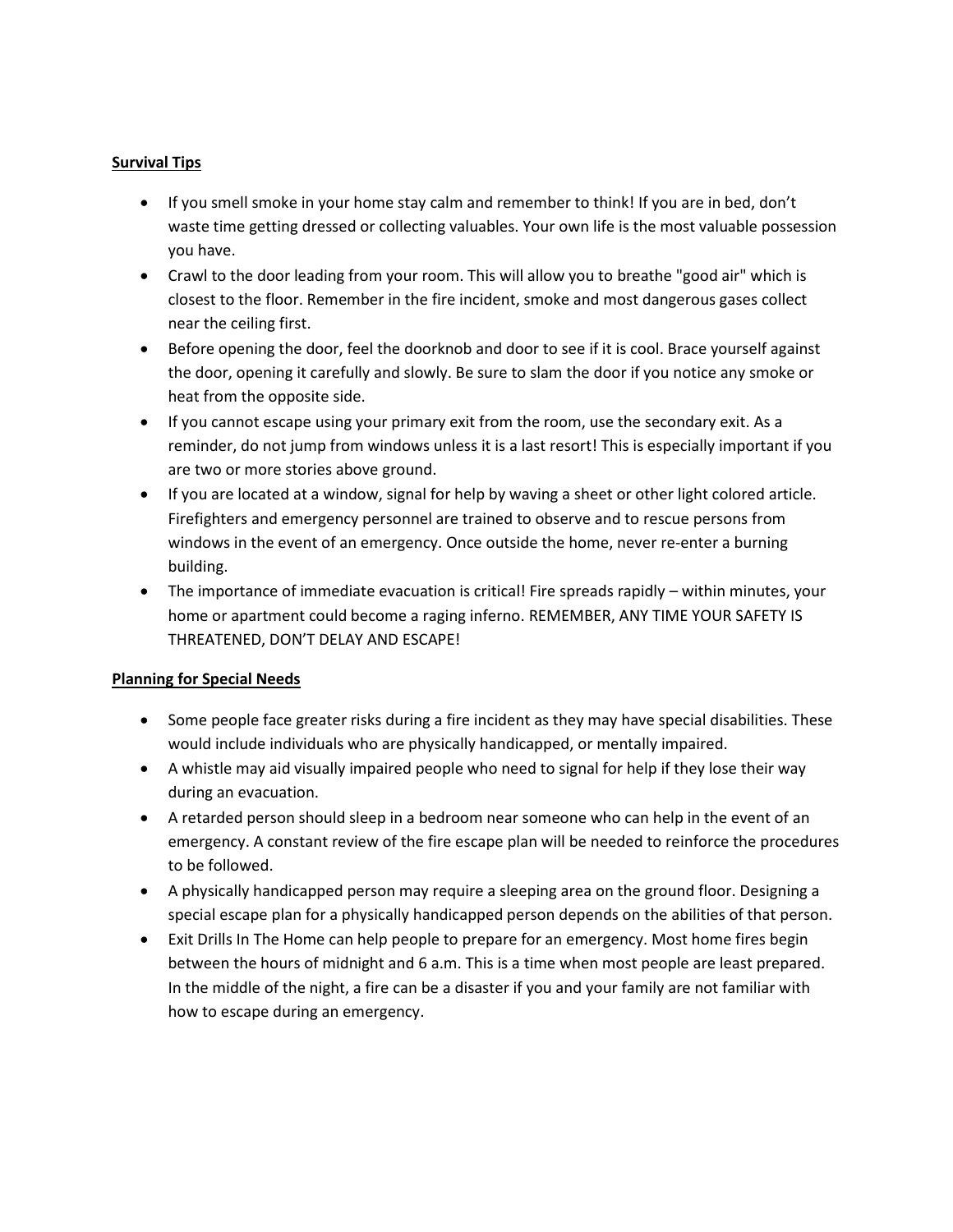**Survival Tips**

- If you smell smoke in your home stay calm and remember to think! If you are in bed, don't waste time getting dressed or collecting valuables. Your own life is the most valuable possession you have.
- Crawl to the door leading from your room. This will allow you to breathe "good air" which is closest to the floor. Remember in the fire incident, smoke and most dangerous gases collect near the ceiling first.
- Before opening the door, feel the doorknob and door to see if it is cool. Brace yourself against the door, opening it carefully and slowly. Be sure to slam the door if you notice any smoke or heat from the opposite side.
- If you cannot escape using your primary exit from the room, use the secondary exit. As a reminder, do not jump from windows unless it is a last resort! This is especially important if you are two or more stories above ground.
- If you are located at a window, signal for help by waving a sheet or other light colored article. Firefighters and emergency personnel are trained to observe and to rescue persons from windows in the event of an emergency. Once outside the home, never re-enter a burning building.
- The importance of immediate evacuation is critical! Fire spreads rapidly – within minutes, your home or apartment could become a raging inferno. REMEMBER, ANY TIME YOUR SAFETY IS THREATENED, DON'T DELAY AND ESCAPE!

**Planning for Special Needs**

- Some people face greater risks during a fire incident as they may have special disabilities. These would include individuals who are physically handicapped, or mentally impaired.
- A whistle may aid visually impaired people who need to signal for help if they lose their way during an evacuation.
- A retarded person should sleep in a bedroom near someone who can help in the event of an emergency. A constant review of the fire escape plan will be needed to reinforce the procedures to be followed.
- A physically handicapped person may require a sleeping area on the ground floor. Designing a special escape plan for a physically handicapped person depends on the abilities of that person.
- Exit Drills In The Home can help people to prepare for an emergency. Most home fires begin between the hours of midnight and 6 a.m. This is a time when most people are least prepared. In the middle of the night, a fire can be a disaster if you and your family are not familiar with how to escape during an emergency.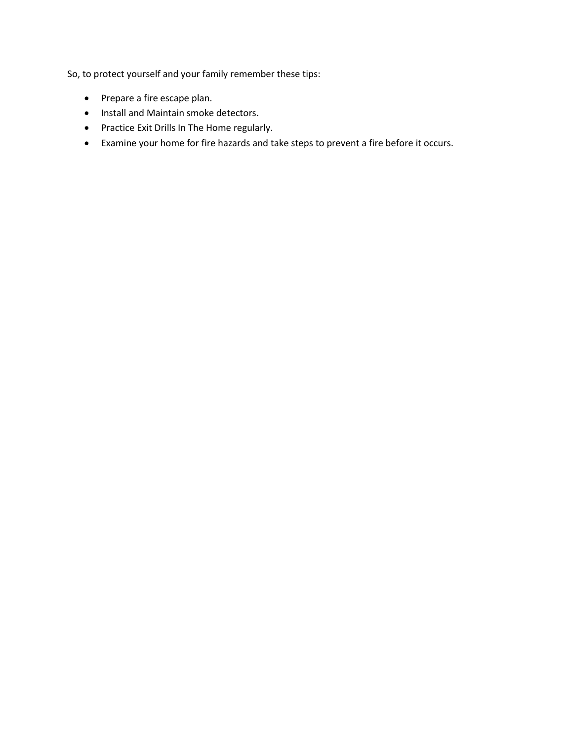So, to protect yourself and your family remember these tips:

- Prepare a fire escape plan.
- Install and Maintain smoke detectors.
- Practice Exit Drills In The Home regularly.
- Examine your home for fire hazards and take steps to prevent a fire before it occurs.